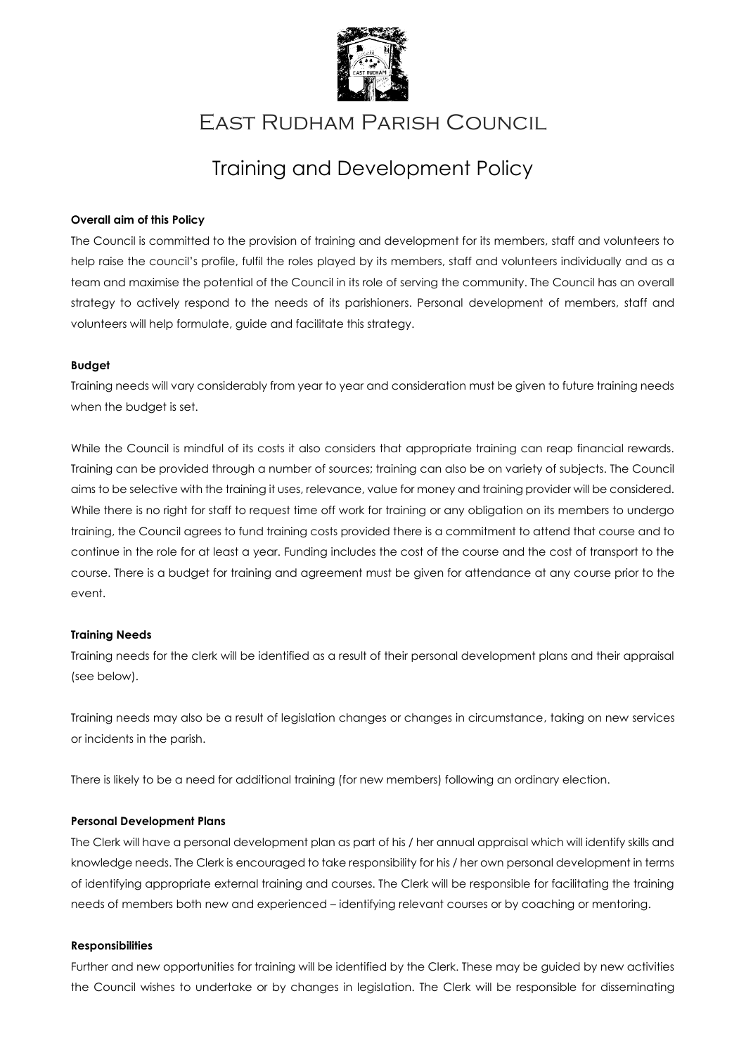# East Rudham Parish Council

## Training and Development Policy

**Overall aim of this Policy**

The Council is committed to the provision of training and development for its members, staff and volunteers to help raise the council's profile, fulfil the roles played by its members, staff and volunteers individually and as a team and maximise the potential of the Council in its role of serving the community. The Council has an overall strategy to actively respond to the needs of its parishioners. Personal development of members, staff and volunteers will help formulate, guide and facilitate this strategy.

**Budget**

Training needs will vary considerably from year to year and consideration must be given to future training needs when the budget is set.

While the Council is mindful of its costs it also considers that appropriate training can reap financial rewards. Training can be provided through a number of sources; training can also be on variety of subjects. The Council aims to be selective with the training it uses, relevance, value for money and training provider will be considered. While there is no right for staff to request time off work for training or any obligation on its members to undergo training, the Council agrees to fund training costs provided there is a commitment to attend that course and to continue in the role for at least a year. Funding includes the cost of the course and the cost of transport to the course. There is a budget for training and agreement must be given for attendance at any course prior to the event.

**Training Needs**

Training needs for the clerk will be identified as a result of their personal development plans and their appraisal (see below).

Training needs may also be a result of legislation changes or changes in circumstance, taking on new services or incidents in the parish.

There is likely to be a need for additional training (for new members) following an ordinary election.

**Personal Development Plans**

The Clerk will have a personal development plan as part of his / her annual appraisal which will identify skills and knowledge needs. The Clerk is encouraged to take responsibility for his / her own personal development in terms of identifying appropriate external training and courses. The Clerk will be responsible for facilitating the training needs of members both new and experienced – identifying relevant courses or by coaching or mentoring.

**Responsibilities**

Further and new opportunities for training will be identified by the Clerk. These may be guided by new activities the Council wishes to undertake or by changes in legislation. The Clerk will be responsible for disseminating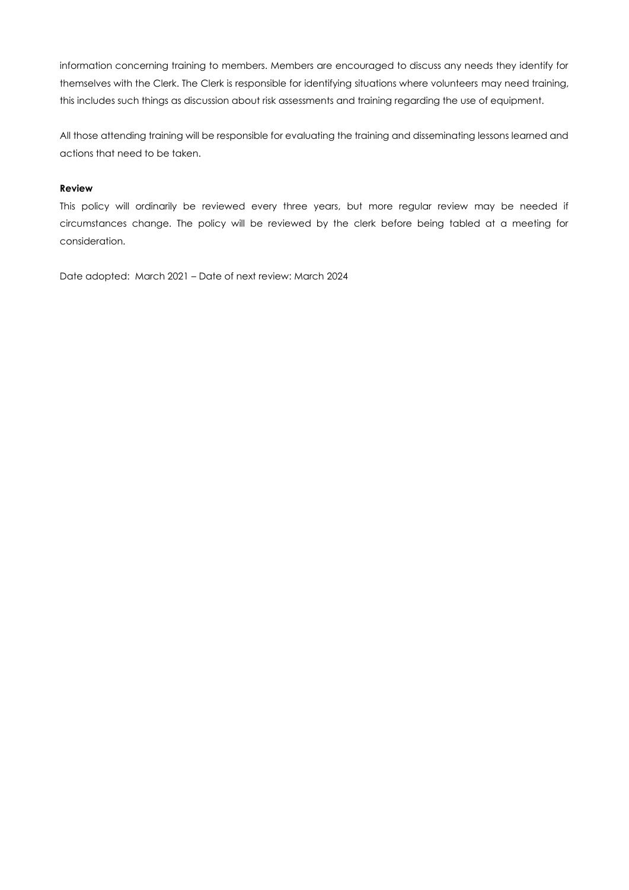information concerning training to members. Members are encouraged to discuss any needs they identify for themselves with the Clerk. The Clerk is responsible for identifying situations where volunteers may need training, this includes such things as discussion about risk assessments and training regarding the use of equipment.

All those attending training will be responsible for evaluating the training and disseminating lessons learned and actions that need to be taken.

**Review**

This policy will ordinarily be reviewed every three years, but more regular review may be needed if circumstances change. The policy will be reviewed by the clerk before being tabled at a meeting for consideration.

Date adopted: March 2021 – Date of next review: March 2024